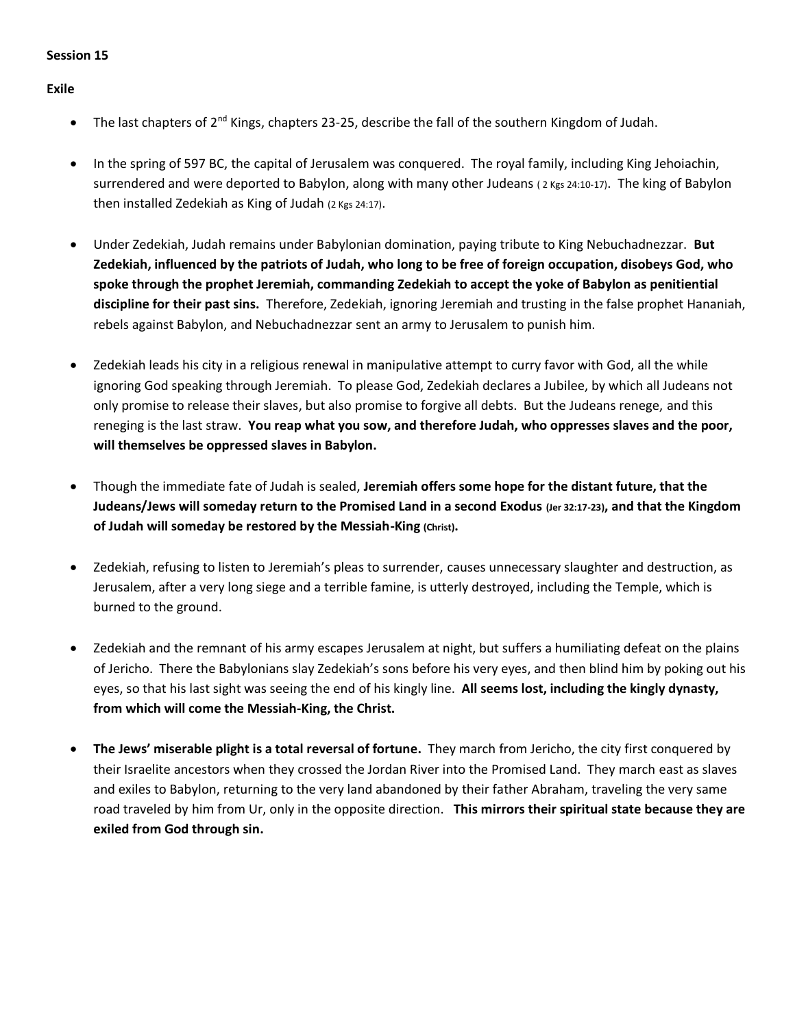**Session 15**

**Exile**

- The last chapters of 2nd Kings, chapters 23-25, describe the fall of the southern Kingdom of Judah.

- In the spring of 597 BC, the capital of Jerusalem was conquered. The royal family, including King Jehoiachin, surrendered and were deported to Babylon, along with many other Judeans ( 2 Kgs 24:10-17). The king of Babylon then installed Zedekiah as King of Judah (2 Kgs 24:17).

- Under Zedekiah, Judah remains under Babylonian domination, paying tribute to King Nebuchadnezzar. **But Zedekiah, influenced by the patriots of Judah, who long to be free of foreign occupation, disobeys God, who spoke through the prophet Jeremiah, commanding Zedekiah to accept the yoke of Babylon as penitiential discipline for their past sins.** Therefore, Zedekiah, ignoring Jeremiah and trusting in the false prophet Hananiah, rebels against Babylon, and Nebuchadnezzar sent an army to Jerusalem to punish him.

- Zedekiah leads his city in a religious renewal in manipulative attempt to curry favor with God, all the while ignoring God speaking through Jeremiah. To please God, Zedekiah declares a Jubilee, by which all Judeans not only promise to release their slaves, but also promise to forgive all debts. But the Judeans renege, and this reneging is the last straw. **You reap what you sow, and therefore Judah, who oppresses slaves and the poor, will themselves be oppressed slaves in Babylon.**

- Though the immediate fate of Judah is sealed, **Jeremiah offers some hope for the distant future, that the Judeans/Jews will someday return to the Promised Land in a second Exodus (Jer 32:17-23), and that the Kingdom of Judah will someday be restored by the Messiah-King (Christ).**

- Zedekiah, refusing to listen to Jeremiah's pleas to surrender, causes unnecessary slaughter and destruction, as Jerusalem, after a very long siege and a terrible famine, is utterly destroyed, including the Temple, which is burned to the ground.

- Zedekiah and the remnant of his army escapes Jerusalem at night, but suffers a humiliating defeat on the plains of Jericho. There the Babylonians slay Zedekiah's sons before his very eyes, and then blind him by poking out his eyes, so that his last sight was seeing the end of his kingly line. **All seems lost, including the kingly dynasty, from which will come the Messiah-King, the Christ.**

- **The Jews' miserable plight is a total reversal of fortune.** They march from Jericho, the city first conquered by their Israelite ancestors when they crossed the Jordan River into the Promised Land. They march east as slaves and exiles to Babylon, returning to the very land abandoned by their father Abraham, traveling the very same road traveled by him from Ur, only in the opposite direction. **This mirrors their spiritual state because they are exiled from God through sin.**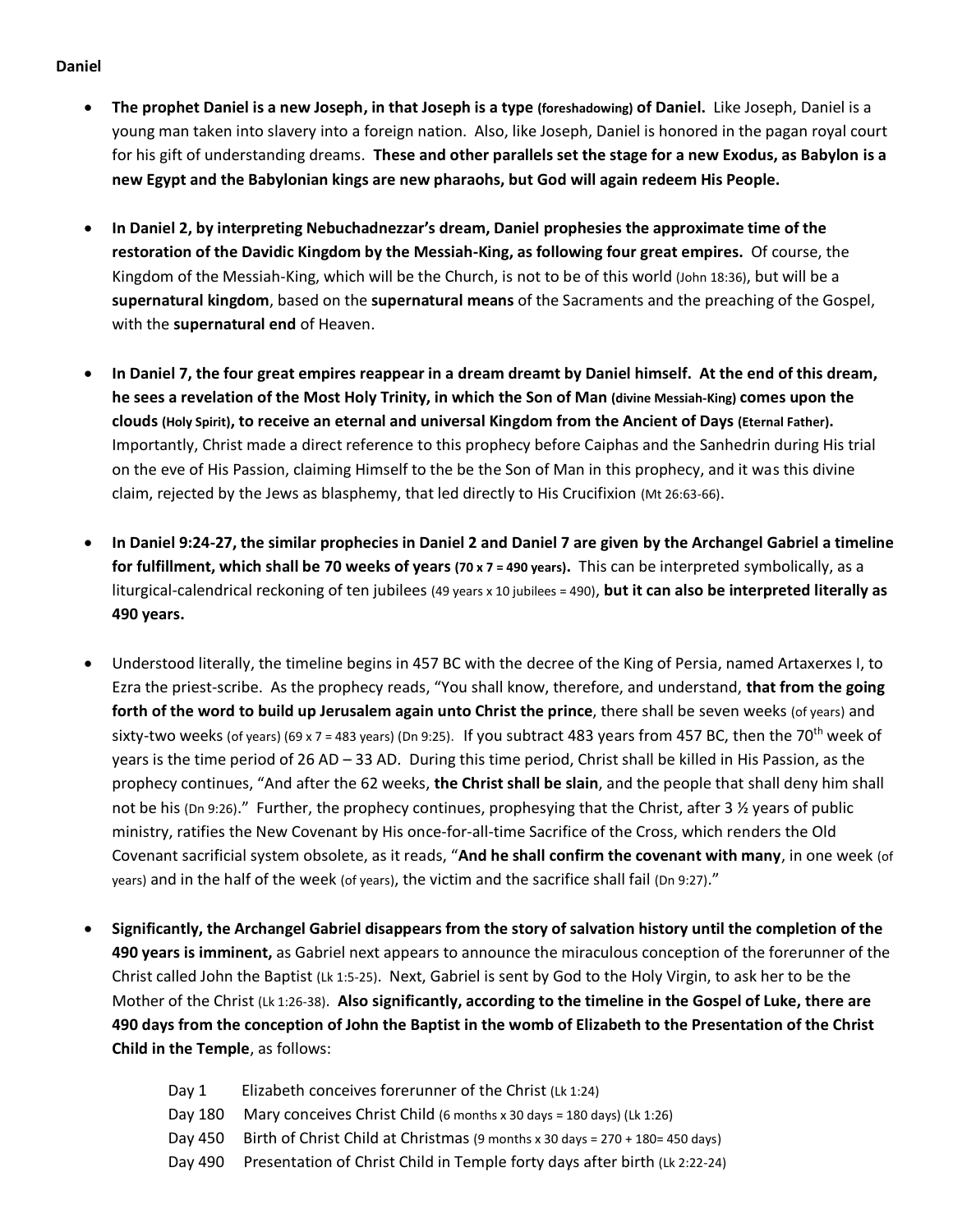**Daniel**

- **The prophet Daniel is a new Joseph, in that Joseph is a type (foreshadowing) of Daniel.** Like Joseph, Daniel is a young man taken into slavery into a foreign nation. Also, like Joseph, Daniel is honored in the pagan royal court for his gift of understanding dreams. **These and other parallels set the stage for a new Exodus, as Babylon is a new Egypt and the Babylonian kings are new pharaohs, but God will again redeem His People.**

- **In Daniel 2, by interpreting Nebuchadnezzar's dream, Daniel prophesies the approximate time of the restoration of the Davidic Kingdom by the Messiah-King, as following four great empires.** Of course, the Kingdom of the Messiah-King, which will be the Church, is not to be of this world (John 18:36), but will be a **supernatural kingdom**, based on the **supernatural means** of the Sacraments and the preaching of the Gospel, with the **supernatural end** of Heaven.

- **In Daniel 7, the four great empires reappear in a dream dreamt by Daniel himself. At the end of this dream, he sees a revelation of the Most Holy Trinity, in which the Son of Man (divine Messiah-King) comes upon the clouds (Holy Spirit), to receive an eternal and universal Kingdom from the Ancient of Days (Eternal Father).** Importantly, Christ made a direct reference to this prophecy before Caiphas and the Sanhedrin during His trial on the eve of His Passion, claiming Himself to the be the Son of Man in this prophecy, and it was this divine claim, rejected by the Jews as blasphemy, that led directly to His Crucifixion (Mt 26:63-66).

- **In Daniel 9:24-27, the similar prophecies in Daniel 2 and Daniel 7 are given by the Archangel Gabriel a timeline for fulfillment, which shall be 70 weeks of years (70 x 7 = 490 years).** This can be interpreted symbolically, as a liturgical-calendrical reckoning of ten jubilees (49 years x 10 jubilees = 490), **but it can also be interpreted literally as 490 years.**

- Understood literally, the timeline begins in 457 BC with the decree of the King of Persia, named Artaxerxes I, to Ezra the priest-scribe. As the prophecy reads, "You shall know, therefore, and understand, **that from the going forth of the word to build up Jerusalem again unto Christ the prince**, there shall be seven weeks (of years) and sixty-two weeks (of years) (69 x 7 = 483 years) (Dn 9:25). If you subtract 483 years from 457 BC, then the 70th week of years is the time period of 26 AD – 33 AD. During this time period, Christ shall be killed in His Passion, as the prophecy continues, "And after the 62 weeks, **the Christ shall be slain**, and the people that shall deny him shall not be his (Dn 9:26)." Further, the prophecy continues, prophesying that the Christ, after 3 ½ years of public ministry, ratifies the New Covenant by His once-for-all-time Sacrifice of the Cross, which renders the Old Covenant sacrificial system obsolete, as it reads, "**And he shall confirm the covenant with many**, in one week (of years) and in the half of the week (of years), the victim and the sacrifice shall fail (Dn 9:27)."

- **Significantly, the Archangel Gabriel disappears from the story of salvation history until the completion of the 490 years is imminent,** as Gabriel next appears to announce the miraculous conception of the forerunner of the Christ called John the Baptist (Lk 1:5-25). Next, Gabriel is sent by God to the Holy Virgin, to ask her to be the Mother of the Christ (Lk 1:26-38). **Also significantly, according to the timeline in the Gospel of Luke, there are 490 days from the conception of John the Baptist in the womb of Elizabeth to the Presentation of the Christ Child in the Temple**, as follows:

  Day 1 Elizabeth conceives forerunner of the Christ (Lk 1:24)
  Day 180 Mary conceives Christ Child (6 months x 30 days = 180 days) (Lk 1:26)
  Day 450 Birth of Christ Child at Christmas (9 months x 30 days = 270 + 180= 450 days)
  Day 490 Presentation of Christ Child in Temple forty days after birth (Lk 2:22-24)